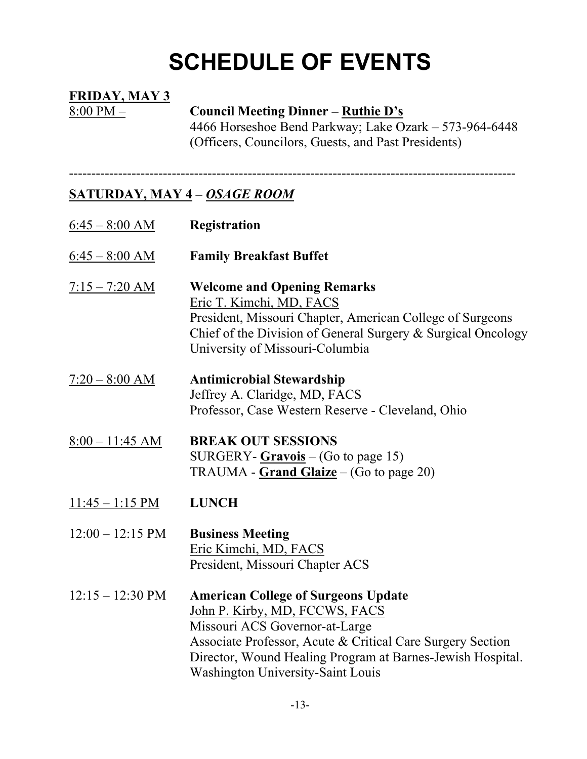# SCHEDULE OF EVENTS

## FRIDAY, MAY 3

8:00 PM – **Council Meeting Dinner – Ruthie D's**
4466 Horseshoe Bend Parkway; Lake Ozark – 573-964-6448
(Officers, Councilors, Guests, and Past Presidents)

---

## SATURDAY, MAY 4 – *OSAGE ROOM*

6:45 – 8:00 AM **Registration**

6:45 – 8:00 AM **Family Breakfast Buffet**

7:15 – 7:20 AM **Welcome and Opening Remarks**
Eric T. Kimchi, MD, FACS
President, Missouri Chapter, American College of Surgeons
Chief of the Division of General Surgery & Surgical Oncology
University of Missouri-Columbia

7:20 – 8:00 AM **Antimicrobial Stewardship**
Jeffrey A. Claridge, MD, FACS
Professor, Case Western Reserve - Cleveland, Ohio

8:00 – 11:45 AM **BREAK OUT SESSIONS**
SURGERY- **Gravois** – (Go to page 15)
TRAUMA - **Grand Glaize** – (Go to page 20)

11:45 – 1:15 PM **LUNCH**

12:00 – 12:15 PM **Business Meeting**
Eric Kimchi, MD, FACS
President, Missouri Chapter ACS

12:15 – 12:30 PM **American College of Surgeons Update**
John P. Kirby, MD, FCCWS, FACS
Missouri ACS Governor-at-Large
Associate Professor, Acute & Critical Care Surgery Section
Director, Wound Healing Program at Barnes-Jewish Hospital.
Washington University-Saint Louis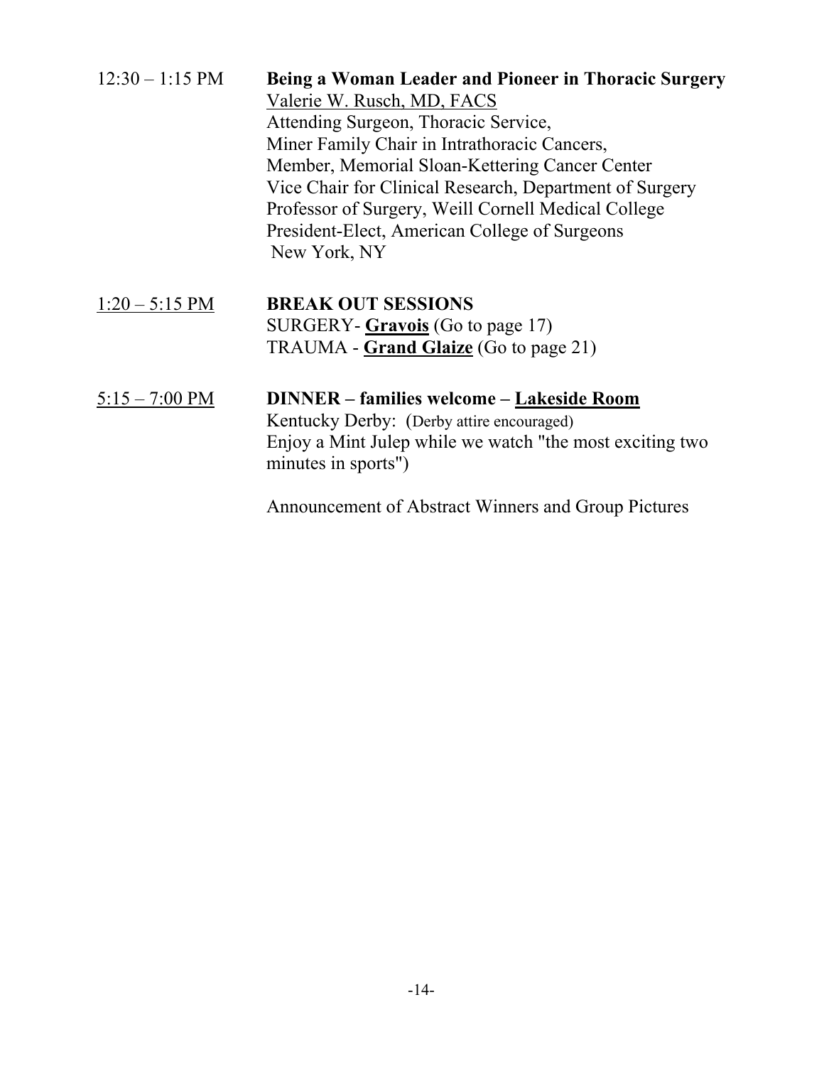12:30 – 1:15 PM **Being a Woman Leader and Pioneer in Thoracic Surgery**
Valerie W. Rusch, MD, FACS
Attending Surgeon, Thoracic Service,
Miner Family Chair in Intrathoracic Cancers,
Member, Memorial Sloan-Kettering Cancer Center
Vice Chair for Clinical Research, Department of Surgery
Professor of Surgery, Weill Cornell Medical College
President-Elect, American College of Surgeons
New York, NY

1:20 – 5:15 PM **BREAK OUT SESSIONS**
SURGERY- **Gravois** (Go to page 17)
TRAUMA - **Grand Glaize** (Go to page 21)

5:15 – 7:00 PM **DINNER – families welcome – Lakeside Room**
Kentucky Derby: (Derby attire encouraged)
Enjoy a Mint Julep while we watch "the most exciting two minutes in sports")

Announcement of Abstract Winners and Group Pictures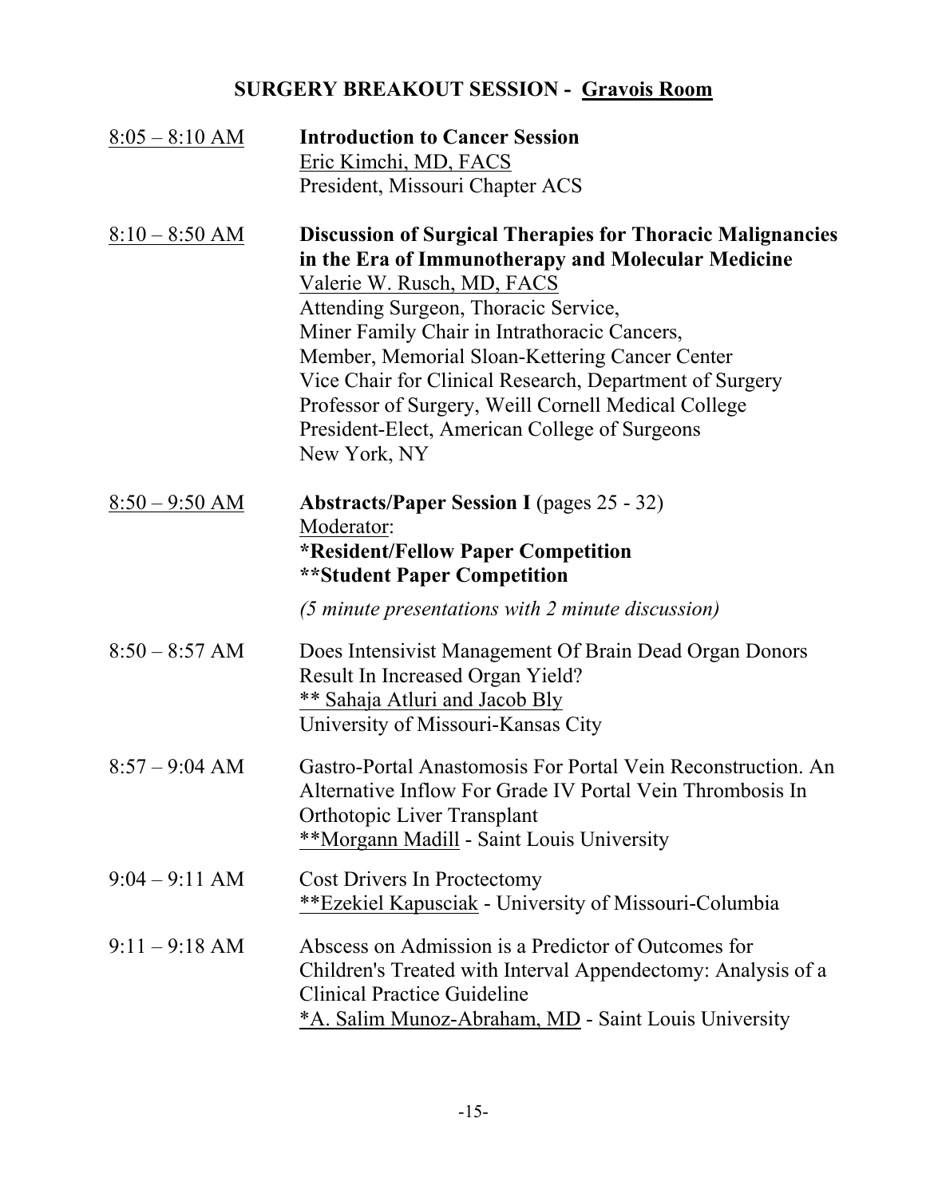## SURGERY BREAKOUT SESSION - Gravois Room

8:05 – 8:10 AM **Introduction to Cancer Session**
Eric Kimchi, MD, FACS
President, Missouri Chapter ACS

8:10 – 8:50 AM **Discussion of Surgical Therapies for Thoracic Malignancies in the Era of Immunotherapy and Molecular Medicine**
Valerie W. Rusch, MD, FACS
Attending Surgeon, Thoracic Service,
Miner Family Chair in Intrathoracic Cancers,
Member, Memorial Sloan-Kettering Cancer Center
Vice Chair for Clinical Research, Department of Surgery
Professor of Surgery, Weill Cornell Medical College
President-Elect, American College of Surgeons
New York, NY

8:50 – 9:50 AM **Abstracts/Paper Session I** (pages 25 - 32)
Moderator:
**\*Resident/Fellow Paper Competition**
**\*\*Student Paper Competition**

*(5 minute presentations with 2 minute discussion)*

8:50 – 8:57 AM Does Intensivist Management Of Brain Dead Organ Donors Result In Increased Organ Yield?
** Sahaja Atluri and Jacob Bly
University of Missouri-Kansas City

8:57 – 9:04 AM Gastro-Portal Anastomosis For Portal Vein Reconstruction. An Alternative Inflow For Grade IV Portal Vein Thrombosis In Orthotopic Liver Transplant
**Morgann Madill - Saint Louis University

9:04 – 9:11 AM Cost Drivers In Proctectomy
**Ezekiel Kapusciak - University of Missouri-Columbia

9:11 – 9:18 AM Abscess on Admission is a Predictor of Outcomes for Children's Treated with Interval Appendectomy: Analysis of a Clinical Practice Guideline
*A. Salim Munoz-Abraham, MD - Saint Louis University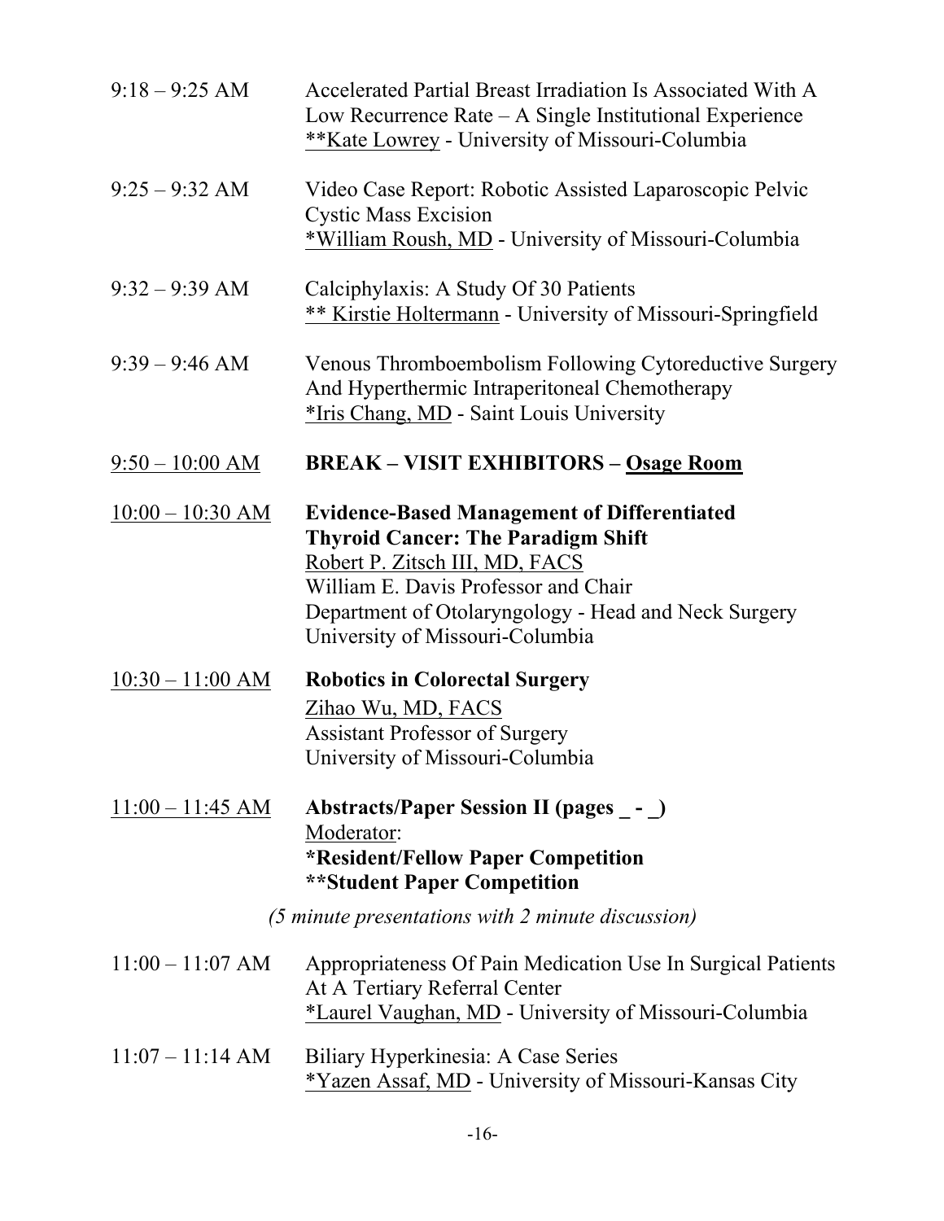9:18 – 9:25 AM
Accelerated Partial Breast Irradiation Is Associated With A Low Recurrence Rate – A Single Institutional Experience
**Kate Lowrey - University of Missouri-Columbia

9:25 – 9:32 AM
Video Case Report: Robotic Assisted Laparoscopic Pelvic Cystic Mass Excision
*William Roush, MD - University of Missouri-Columbia

9:32 – 9:39 AM
Calciphylaxis: A Study Of 30 Patients
** Kirstie Holtermann - University of Missouri-Springfield

9:39 – 9:46 AM
Venous Thromboembolism Following Cytoreductive Surgery And Hyperthermic Intraperitoneal Chemotherapy
*Iris Chang, MD - Saint Louis University

9:50 – 10:00 AM
**BREAK – VISIT EXHIBITORS – Osage Room**

10:00 – 10:30 AM
**Evidence-Based Management of Differentiated Thyroid Cancer: The Paradigm Shift**
Robert P. Zitsch III, MD, FACS
William E. Davis Professor and Chair
Department of Otolaryngology - Head and Neck Surgery
University of Missouri-Columbia

10:30 – 11:00 AM
**Robotics in Colorectal Surgery**
Zihao Wu, MD, FACS
Assistant Professor of Surgery
University of Missouri-Columbia

11:00 – 11:45 AM
**Abstracts/Paper Session II (pages _ - _)**
Moderator:
***Resident/Fellow Paper Competition**
****Student Paper Competition**

*(5 minute presentations with 2 minute discussion)*

11:00 – 11:07 AM
Appropriateness Of Pain Medication Use In Surgical Patients At A Tertiary Referral Center
*Laurel Vaughan, MD - University of Missouri-Columbia

11:07 – 11:14 AM
Biliary Hyperkinesia: A Case Series
*Yazen Assaf, MD - University of Missouri-Kansas City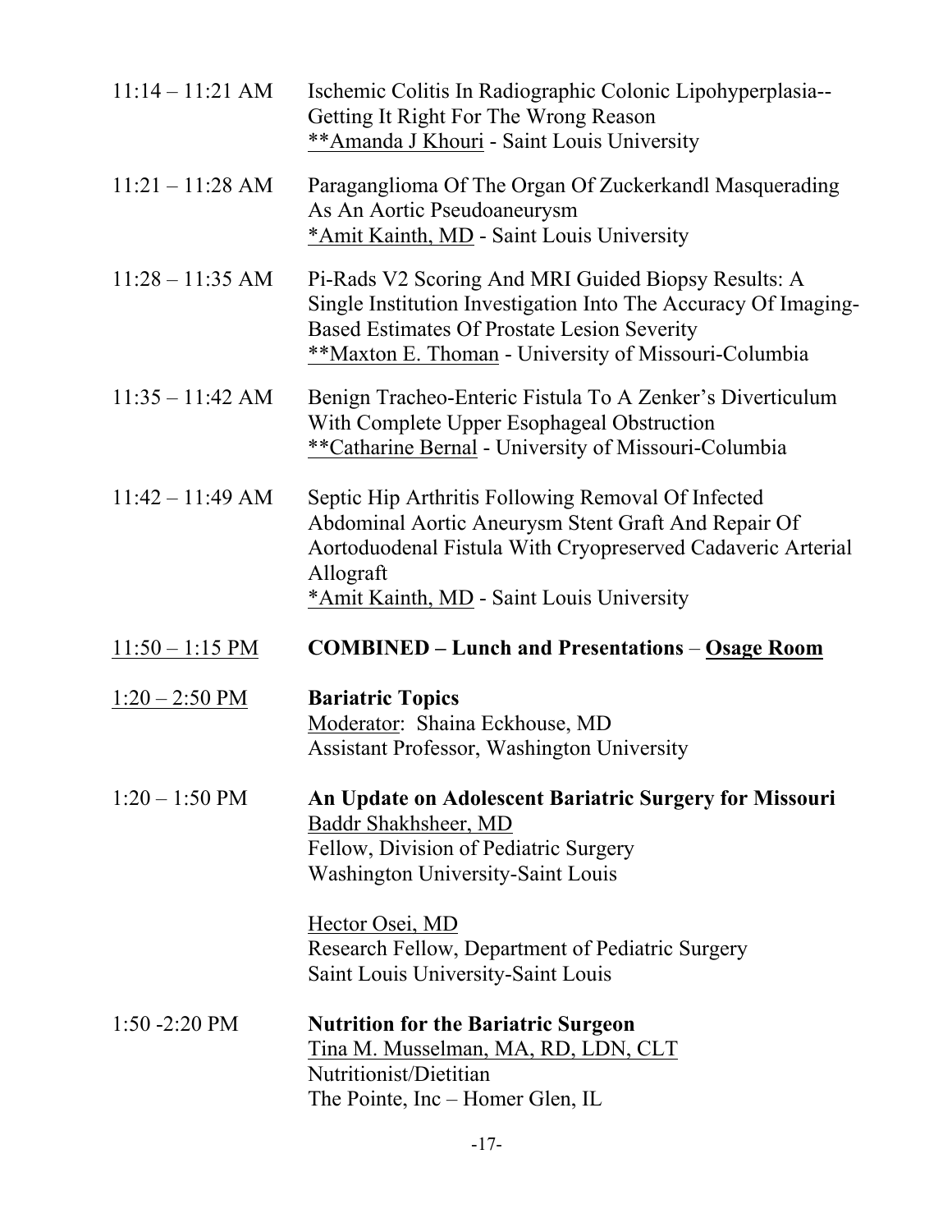11:14 – 11:21 AM — Ischemic Colitis In Radiographic Colonic Lipohyperplasia--Getting It Right For The Wrong Reason
**Amanda J Khouri - Saint Louis University

11:21 – 11:28 AM — Paraganglioma Of The Organ Of Zuckerkandl Masquerading As An Aortic Pseudoaneurysm
*Amit Kainth, MD - Saint Louis University

11:28 – 11:35 AM — Pi-Rads V2 Scoring And MRI Guided Biopsy Results: A Single Institution Investigation Into The Accuracy Of Imaging-Based Estimates Of Prostate Lesion Severity
**Maxton E. Thoman - University of Missouri-Columbia

11:35 – 11:42 AM — Benign Tracheo-Enteric Fistula To A Zenker's Diverticulum With Complete Upper Esophageal Obstruction
**Catharine Bernal - University of Missouri-Columbia

11:42 – 11:49 AM — Septic Hip Arthritis Following Removal Of Infected Abdominal Aortic Aneurysm Stent Graft And Repair Of Aortoduodenal Fistula With Cryopreserved Cadaveric Arterial Allograft
*Amit Kainth, MD - Saint Louis University

11:50 – 1:15 PM — **COMBINED – Lunch and Presentations – Osage Room**

1:20 – 2:50 PM — **Bariatric Topics**
Moderator: Shaina Eckhouse, MD
Assistant Professor, Washington University

1:20 – 1:50 PM — **An Update on Adolescent Bariatric Surgery for Missouri**
Baddr Shakhsheer, MD
Fellow, Division of Pediatric Surgery
Washington University-Saint Louis

Hector Osei, MD
Research Fellow, Department of Pediatric Surgery
Saint Louis University-Saint Louis

1:50 -2:20 PM — **Nutrition for the Bariatric Surgeon**
Tina M. Musselman, MA, RD, LDN, CLT
Nutritionist/Dietitian
The Pointe, Inc – Homer Glen, IL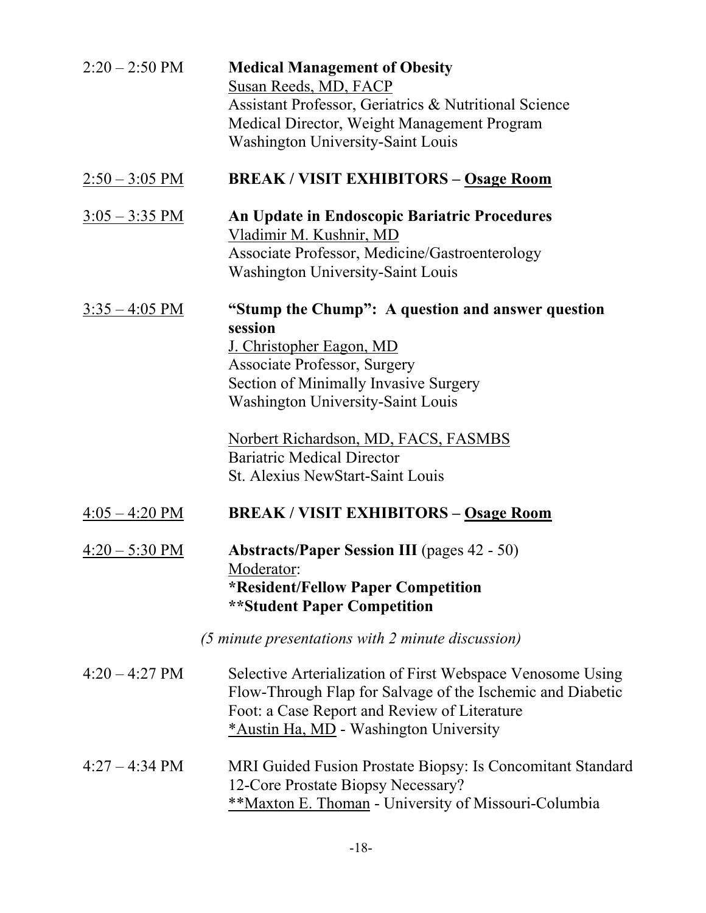2:20 – 2:50 PM **Medical Management of Obesity**
Susan Reeds, MD, FACP
Assistant Professor, Geriatrics & Nutritional Science
Medical Director, Weight Management Program
Washington University-Saint Louis

2:50 – 3:05 PM **BREAK / VISIT EXHIBITORS – Osage Room**

3:05 – 3:35 PM **An Update in Endoscopic Bariatric Procedures**
Vladimir M. Kushnir, MD
Associate Professor, Medicine/Gastroenterology
Washington University-Saint Louis

3:35 – 4:05 PM **"Stump the Chump": A question and answer question session**
J. Christopher Eagon, MD
Associate Professor, Surgery
Section of Minimally Invasive Surgery
Washington University-Saint Louis

Norbert Richardson, MD, FACS, FASMBS
Bariatric Medical Director
St. Alexius NewStart-Saint Louis

4:05 – 4:20 PM **BREAK / VISIT EXHIBITORS – Osage Room**

4:20 – 5:30 PM **Abstracts/Paper Session III** (pages 42 - 50)
Moderator:
**\*Resident/Fellow Paper Competition**
**\*\*Student Paper Competition**

*(5 minute presentations with 2 minute discussion)*

4:20 – 4:27 PM Selective Arterialization of First Webspace Venosome Using Flow-Through Flap for Salvage of the Ischemic and Diabetic Foot: a Case Report and Review of Literature
*Austin Ha, MD - Washington University

4:27 – 4:34 PM MRI Guided Fusion Prostate Biopsy: Is Concomitant Standard 12-Core Prostate Biopsy Necessary?
**Maxton E. Thoman - University of Missouri-Columbia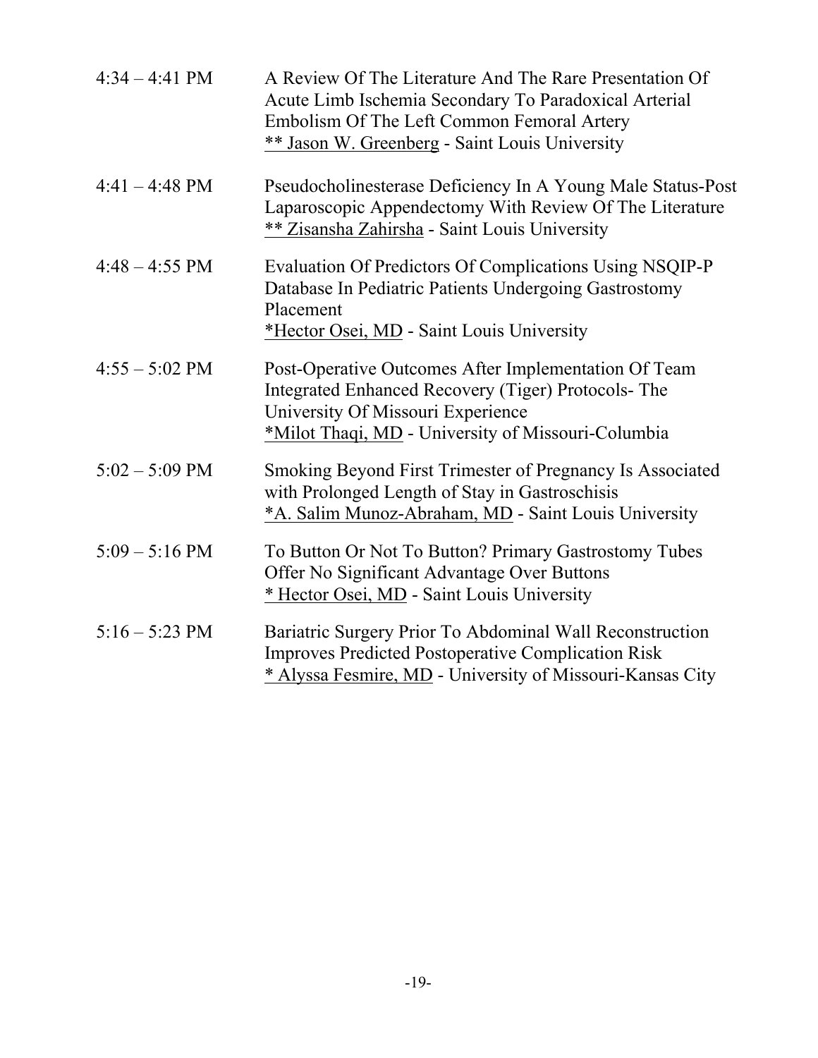4:34 – 4:41 PM A Review Of The Literature And The Rare Presentation Of Acute Limb Ischemia Secondary To Paradoxical Arterial Embolism Of The Left Common Femoral Artery
** Jason W. Greenberg - Saint Louis University

4:41 – 4:48 PM Pseudocholinesterase Deficiency In A Young Male Status-Post Laparoscopic Appendectomy With Review Of The Literature
** Zisansha Zahirsha - Saint Louis University

4:48 – 4:55 PM Evaluation Of Predictors Of Complications Using NSQIP-P Database In Pediatric Patients Undergoing Gastrostomy Placement
*Hector Osei, MD - Saint Louis University

4:55 – 5:02 PM Post-Operative Outcomes After Implementation Of Team Integrated Enhanced Recovery (Tiger) Protocols- The University Of Missouri Experience
*Milot Thaqi, MD - University of Missouri-Columbia

5:02 – 5:09 PM Smoking Beyond First Trimester of Pregnancy Is Associated with Prolonged Length of Stay in Gastroschisis
*A. Salim Munoz-Abraham, MD - Saint Louis University

5:09 – 5:16 PM To Button Or Not To Button? Primary Gastrostomy Tubes Offer No Significant Advantage Over Buttons
* Hector Osei, MD - Saint Louis University

5:16 – 5:23 PM Bariatric Surgery Prior To Abdominal Wall Reconstruction Improves Predicted Postoperative Complication Risk
* Alyssa Fesmire, MD - University of Missouri-Kansas City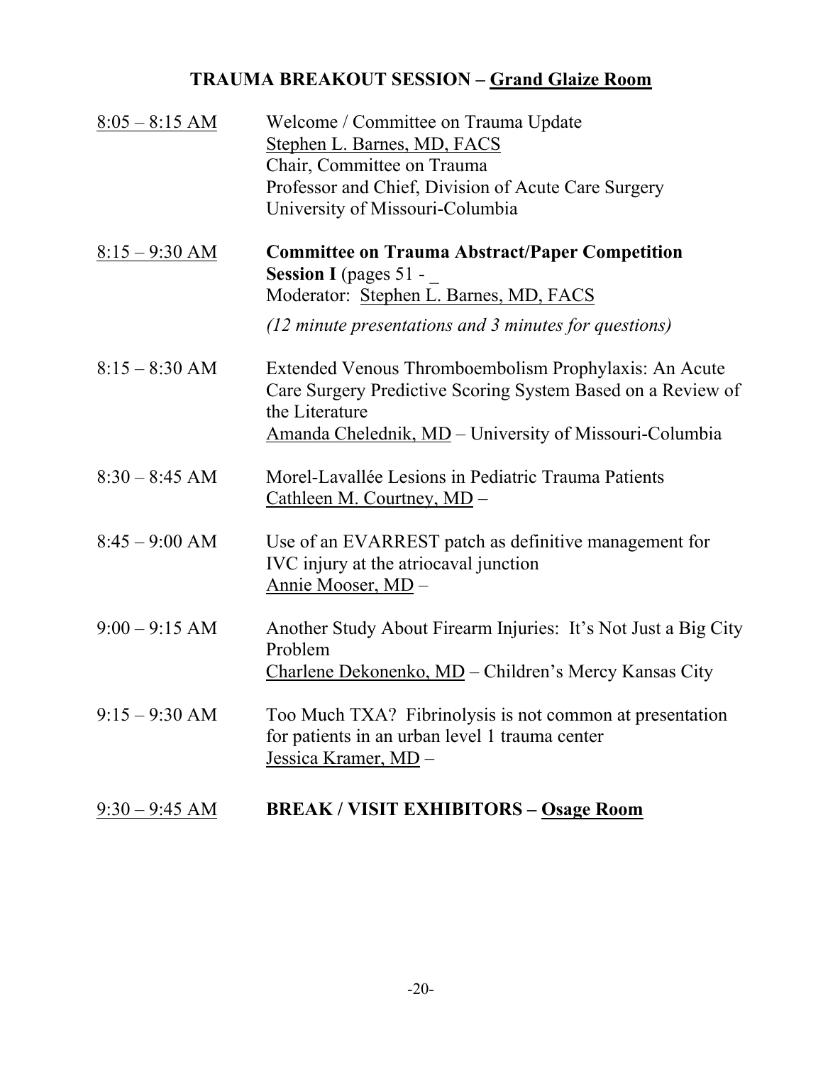## TRAUMA BREAKOUT SESSION – Grand Glaize Room

8:05 – 8:15 AM
Welcome / Committee on Trauma Update
Stephen L. Barnes, MD, FACS
Chair, Committee on Trauma
Professor and Chief, Division of Acute Care Surgery
University of Missouri-Columbia

8:15 – 9:30 AM
**Committee on Trauma Abstract/Paper Competition**
**Session I** (pages 51 - _
Moderator: Stephen L. Barnes, MD, FACS

*(12 minute presentations and 3 minutes for questions)*

8:15 – 8:30 AM
Extended Venous Thromboembolism Prophylaxis: An Acute Care Surgery Predictive Scoring System Based on a Review of the Literature
Amanda Chelednik, MD – University of Missouri-Columbia

8:30 – 8:45 AM
Morel-Lavallée Lesions in Pediatric Trauma Patients
Cathleen M. Courtney, MD –

8:45 – 9:00 AM
Use of an EVARREST patch as definitive management for IVC injury at the atriocaval junction
Annie Mooser, MD –

9:00 – 9:15 AM
Another Study About Firearm Injuries: It's Not Just a Big City Problem
Charlene Dekonenko, MD – Children's Mercy Kansas City

9:15 – 9:30 AM
Too Much TXA? Fibrinolysis is not common at presentation for patients in an urban level 1 trauma center
Jessica Kramer, MD –

9:30 – 9:45 AM
**BREAK / VISIT EXHIBITORS – Osage Room**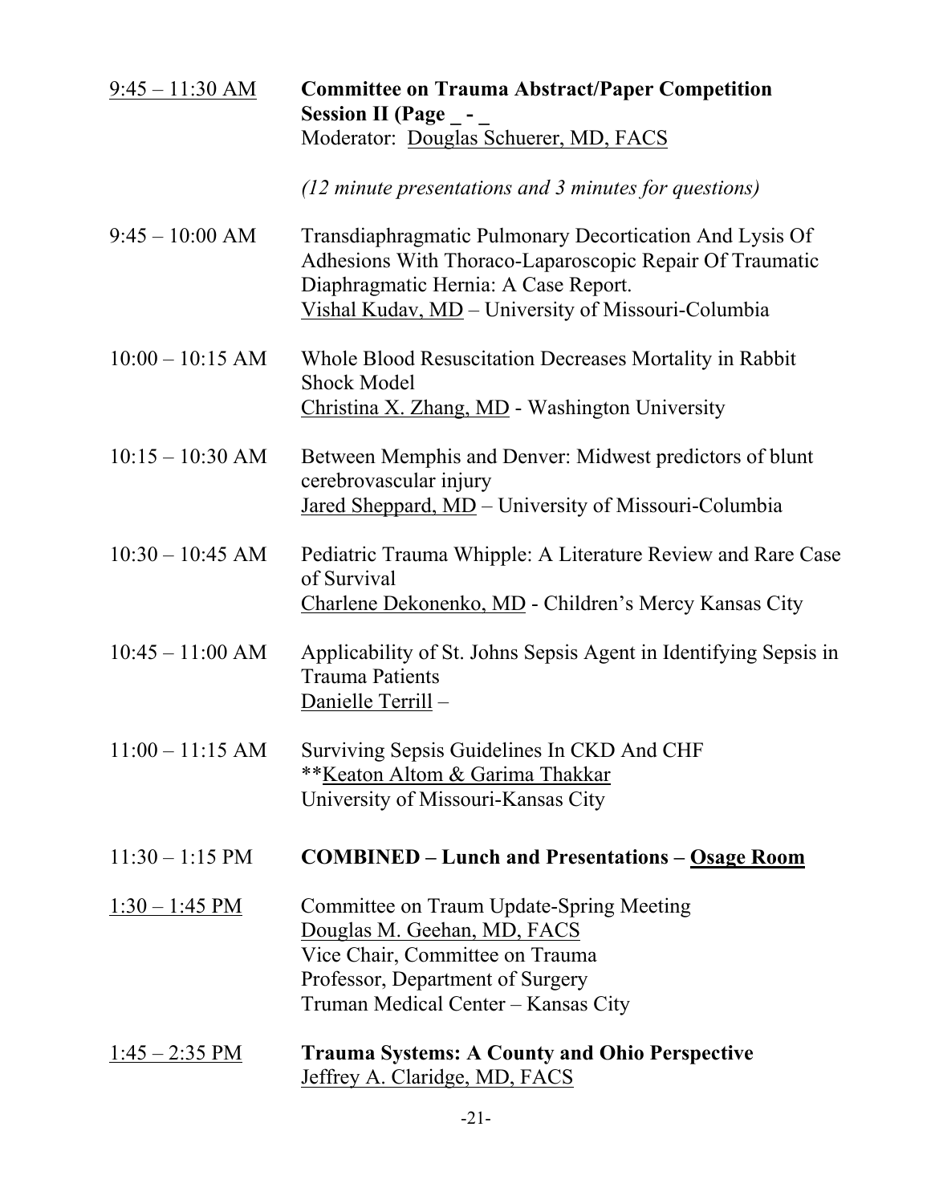9:45 – 11:30 AM **Committee on Trauma Abstract/Paper Competition Session II (Page _ - _**
Moderator: Douglas Schuerer, MD, FACS

*(12 minute presentations and 3 minutes for questions)*

9:45 – 10:00 AM Transdiaphragmatic Pulmonary Decortication And Lysis Of Adhesions With Thoraco-Laparoscopic Repair Of Traumatic Diaphragmatic Hernia: A Case Report.
Vishal Kudav, MD – University of Missouri-Columbia

10:00 – 10:15 AM Whole Blood Resuscitation Decreases Mortality in Rabbit Shock Model
Christina X. Zhang, MD - Washington University

10:15 – 10:30 AM Between Memphis and Denver: Midwest predictors of blunt cerebrovascular injury
Jared Sheppard, MD – University of Missouri-Columbia

10:30 – 10:45 AM Pediatric Trauma Whipple: A Literature Review and Rare Case of Survival
Charlene Dekonenko, MD - Children's Mercy Kansas City

10:45 – 11:00 AM Applicability of St. Johns Sepsis Agent in Identifying Sepsis in Trauma Patients
Danielle Terrill –

11:00 – 11:15 AM Surviving Sepsis Guidelines In CKD And CHF
**Keaton Altom & Garima Thakkar
University of Missouri-Kansas City

11:30 – 1:15 PM **COMBINED – Lunch and Presentations – Osage Room**

1:30 – 1:45 PM Committee on Traum Update-Spring Meeting
Douglas M. Geehan, MD, FACS
Vice Chair, Committee on Trauma
Professor, Department of Surgery
Truman Medical Center – Kansas City

1:45 – 2:35 PM **Trauma Systems: A County and Ohio Perspective**
Jeffrey A. Claridge, MD, FACS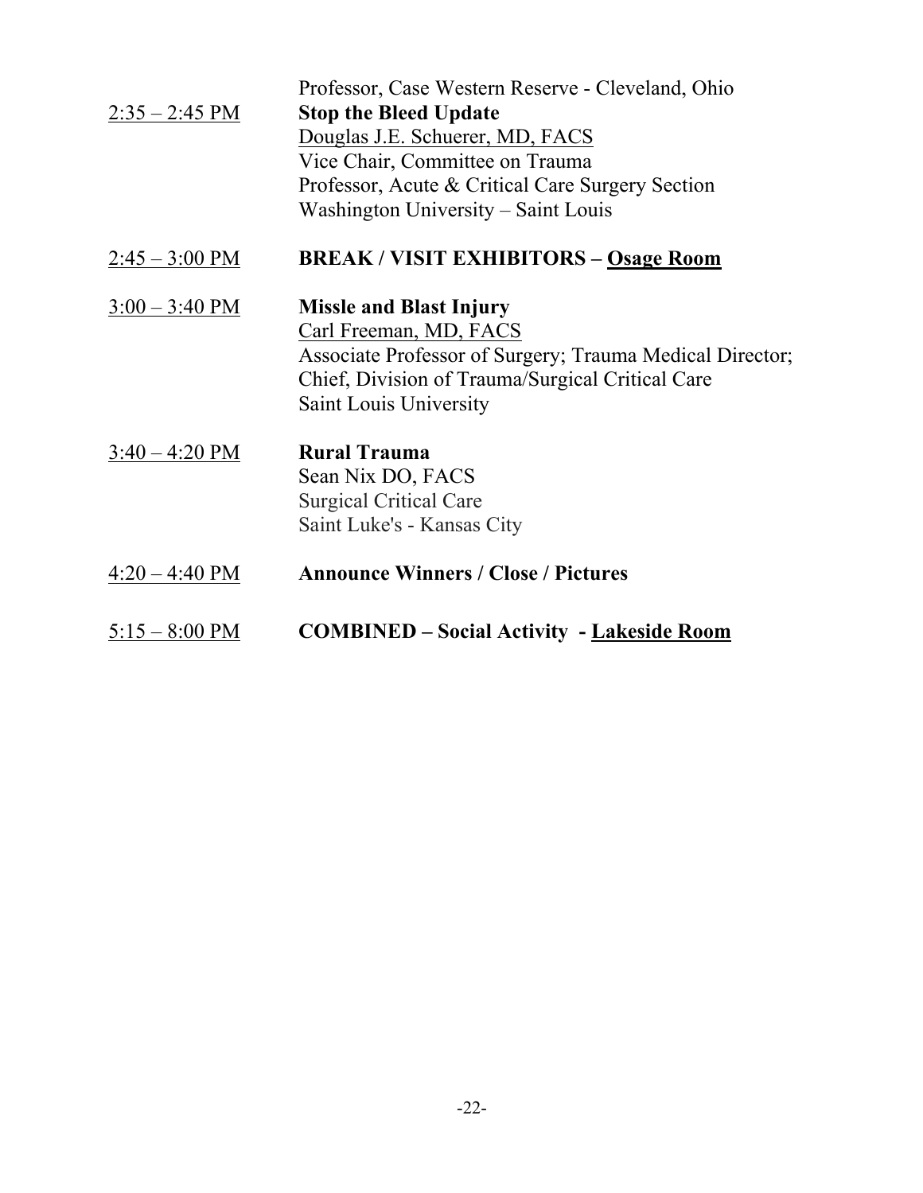Professor, Case Western Reserve - Cleveland, Ohio

2:35 – 2:45 PM **Stop the Bleed Update**
Douglas J.E. Schuerer, MD, FACS
Vice Chair, Committee on Trauma
Professor, Acute & Critical Care Surgery Section
Washington University – Saint Louis

2:45 – 3:00 PM **BREAK / VISIT EXHIBITORS – Osage Room**

3:00 – 3:40 PM **Missle and Blast Injury**
Carl Freeman, MD, FACS
Associate Professor of Surgery; Trauma Medical Director;
Chief, Division of Trauma/Surgical Critical Care
Saint Louis University

3:40 – 4:20 PM **Rural Trauma**
Sean Nix DO, FACS
Surgical Critical Care
Saint Luke's - Kansas City

4:20 – 4:40 PM **Announce Winners / Close / Pictures**

5:15 – 8:00 PM **COMBINED – Social Activity - Lakeside Room**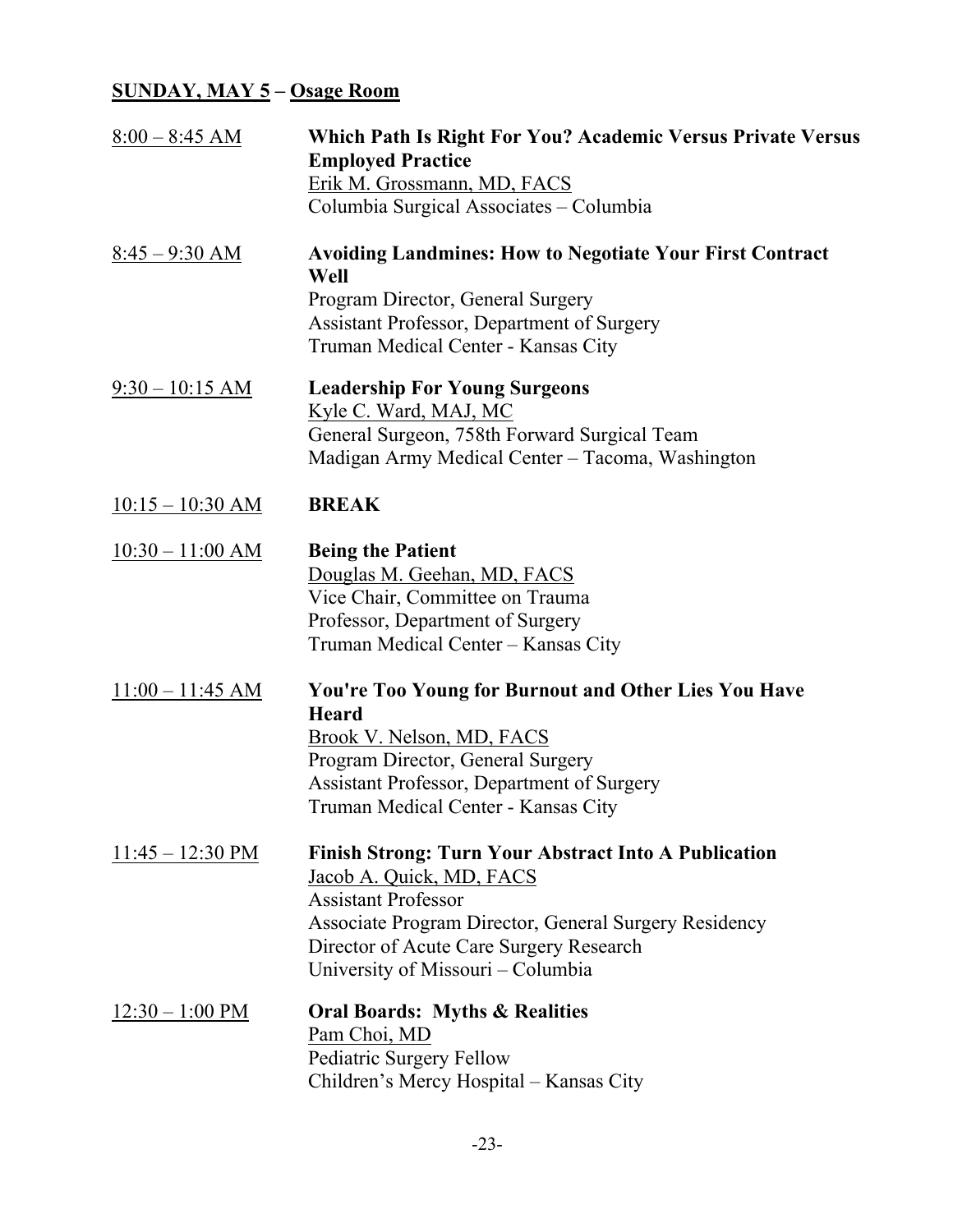## SUNDAY, MAY 5 – Osage Room

8:00 – 8:45 AM

**Which Path Is Right For You? Academic Versus Private Versus Employed Practice**
Erik M. Grossmann, MD, FACS
Columbia Surgical Associates – Columbia

8:45 – 9:30 AM

**Avoiding Landmines: How to Negotiate Your First Contract Well**
Program Director, General Surgery
Assistant Professor, Department of Surgery
Truman Medical Center - Kansas City

9:30 – 10:15 AM

**Leadership For Young Surgeons**
Kyle C. Ward, MAJ, MC
General Surgeon, 758th Forward Surgical Team
Madigan Army Medical Center – Tacoma, Washington

10:15 – 10:30 AM

**BREAK**

10:30 – 11:00 AM

**Being the Patient**
Douglas M. Geehan, MD, FACS
Vice Chair, Committee on Trauma
Professor, Department of Surgery
Truman Medical Center – Kansas City

11:00 – 11:45 AM

**You're Too Young for Burnout and Other Lies You Have Heard**
Brook V. Nelson, MD, FACS
Program Director, General Surgery
Assistant Professor, Department of Surgery
Truman Medical Center - Kansas City

11:45 – 12:30 PM

**Finish Strong: Turn Your Abstract Into A Publication**
Jacob A. Quick, MD, FACS
Assistant Professor
Associate Program Director, General Surgery Residency
Director of Acute Care Surgery Research
University of Missouri – Columbia

12:30 – 1:00 PM

**Oral Boards: Myths & Realities**
Pam Choi, MD
Pediatric Surgery Fellow
Children's Mercy Hospital – Kansas City